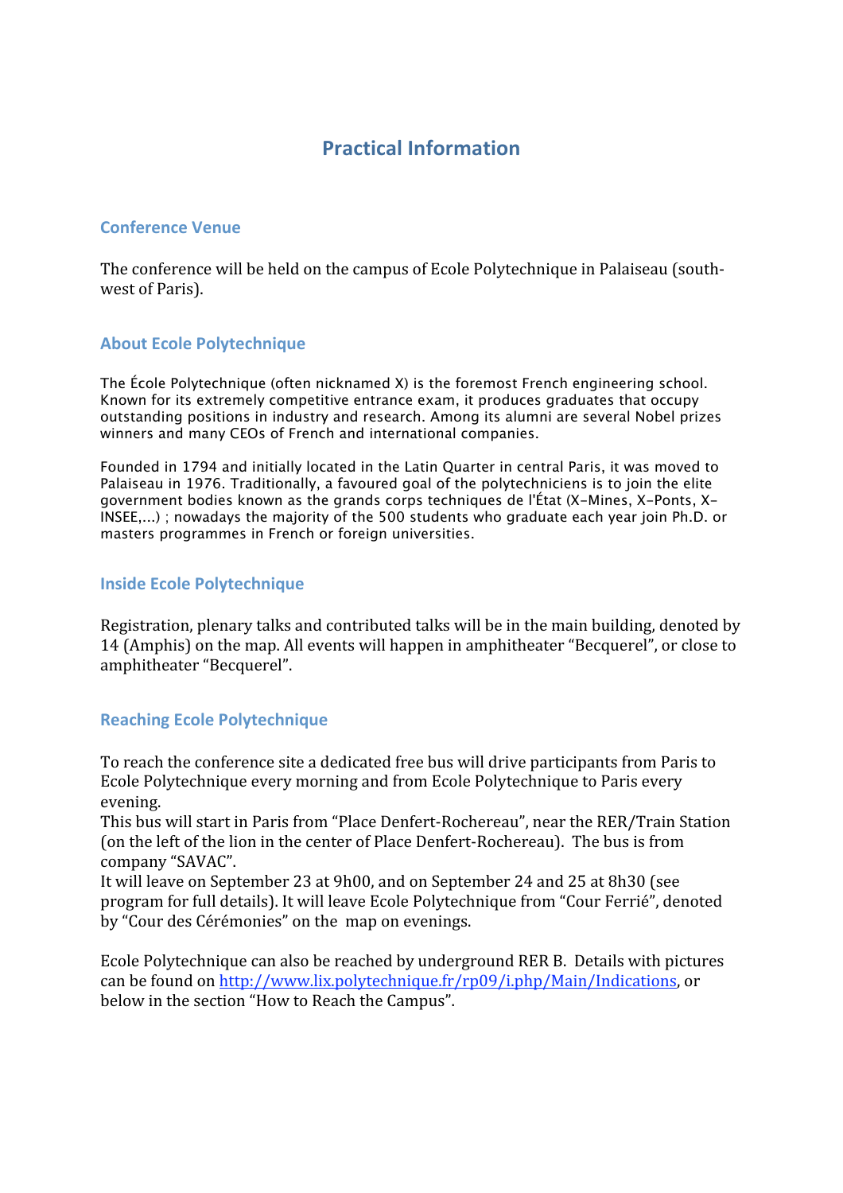# Practical Information

## Conference Venue

The conference will be held on the campus of Ecole Polytechnique in Palaiseau (south-west of Paris).

## About Ecole Polytechnique

The École Polytechnique (often nicknamed X) is the foremost French engineering school. Known for its extremely competitive entrance exam, it produces graduates that occupy outstanding positions in industry and research. Among its alumni are several Nobel prizes winners and many CEOs of French and international companies.

Founded in 1794 and initially located in the Latin Quarter in central Paris, it was moved to Palaiseau in 1976. Traditionally, a favoured goal of the polytechniciens is to join the elite government bodies known as the grands corps techniques de l'État (X–Mines, X–Ponts, X–INSEE,...) ; nowadays the majority of the 500 students who graduate each year join Ph.D. or masters programmes in French or foreign universities.

## Inside Ecole Polytechnique

Registration, plenary talks and contributed talks will be in the main building, denoted by 14 (Amphis) on the map. All events will happen in amphitheater "Becquerel", or close to amphitheater "Becquerel".

## Reaching Ecole Polytechnique

To reach the conference site a dedicated free bus will drive participants from Paris to Ecole Polytechnique every morning and from Ecole Polytechnique to Paris every evening.
This bus will start in Paris from "Place Denfert-Rochereau", near the RER/Train Station (on the left of the lion in the center of Place Denfert-Rochereau). The bus is from company "SAVAC".
It will leave on September 23 at 9h00, and on September 24 and 25 at 8h30 (see program for full details). It will leave Ecole Polytechnique from "Cour Ferrié", denoted by "Cour des Cérémonies" on the map on evenings.

Ecole Polytechnique can also be reached by underground RER B. Details with pictures can be found on [http://www.lix.polytechnique.fr/rp09/i.php/Main/Indications](http://www.lix.polytechnique.fr/rp09/i.php/Main/Indications), or below in the section "How to Reach the Campus".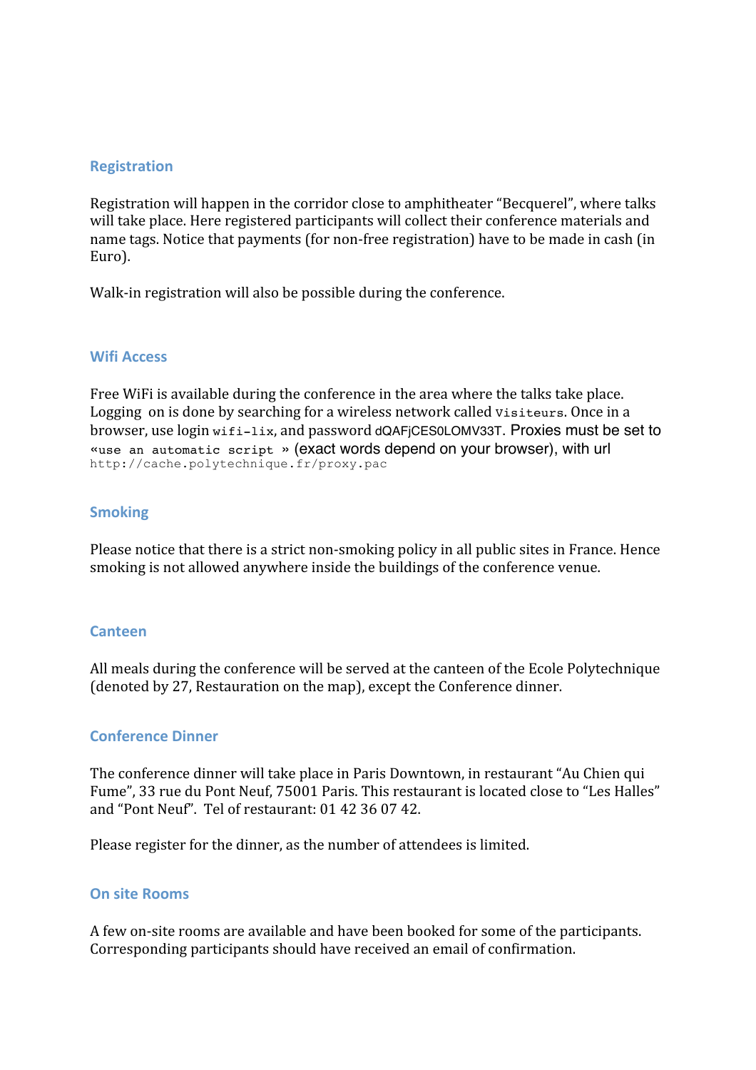## Registration

Registration will happen in the corridor close to amphitheater "Becquerel", where talks will take place. Here registered participants will collect their conference materials and name tags. Notice that payments (for non-free registration) have to be made in cash (in Euro).

Walk-in registration will also be possible during the conference.

## Wifi Access

Free WiFi is available during the conference in the area where the talks take place. Logging on is done by searching for a wireless network called `Visiteurs`. Once in a browser, use login `wifi-lix`, and password dQAFjCES0LOMV33T. Proxies must be set to «`use an automatic script` » (exact words depend on your browser), with url `http://cache.polytechnique.fr/proxy.pac`

## Smoking

Please notice that there is a strict non-smoking policy in all public sites in France. Hence smoking is not allowed anywhere inside the buildings of the conference venue.

## Canteen

All meals during the conference will be served at the canteen of the Ecole Polytechnique (denoted by 27, Restauration on the map), except the Conference dinner.

## Conference Dinner

The conference dinner will take place in Paris Downtown, in restaurant "Au Chien qui Fume", 33 rue du Pont Neuf, 75001 Paris. This restaurant is located close to "Les Halles" and "Pont Neuf". Tel of restaurant: 01 42 36 07 42.

Please register for the dinner, as the number of attendees is limited.

## On site Rooms

A few on-site rooms are available and have been booked for some of the participants. Corresponding participants should have received an email of confirmation.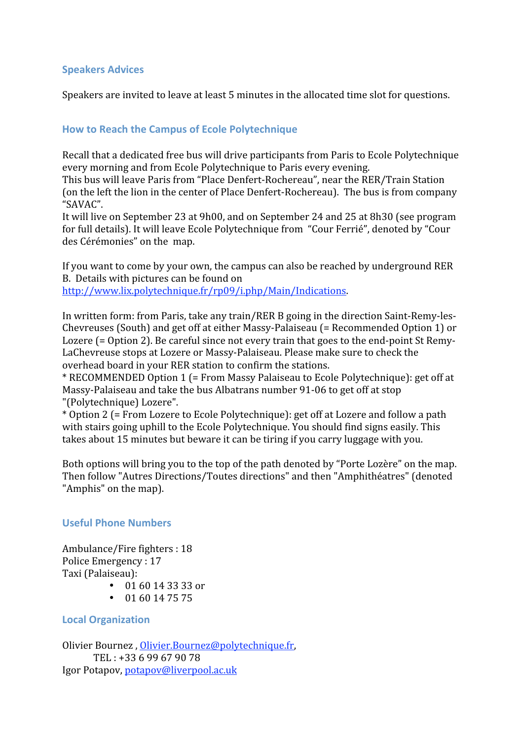## Speakers Advices

Speakers are invited to leave at least 5 minutes in the allocated time slot for questions.

## How to Reach the Campus of Ecole Polytechnique

Recall that a dedicated free bus will drive participants from Paris to Ecole Polytechnique every morning and from Ecole Polytechnique to Paris every evening.
This bus will leave Paris from "Place Denfert-Rochereau", near the RER/Train Station (on the left the lion in the center of Place Denfert-Rochereau). The bus is from company "SAVAC".
It will live on September 23 at 9h00, and on September 24 and 25 at 8h30 (see program for full details). It will leave Ecole Polytechnique from "Cour Ferrié", denoted by "Cour des Cérémonies" on the map.

If you want to come by your own, the campus can also be reached by underground RER B. Details with pictures can be found on [http://www.lix.polytechnique.fr/rp09/i.php/Main/Indications](http://www.lix.polytechnique.fr/rp09/i.php/Main/Indications).

In written form: from Paris, take any train/RER B going in the direction Saint-Remy-les-Chevreuses (South) and get off at either Massy-Palaiseau (= Recommended Option 1) or Lozere (= Option 2). Be careful since not every train that goes to the end-point St Remy-LaChevreuse stops at Lozere or Massy-Palaiseau. Please make sure to check the overhead board in your RER station to confirm the stations.
* RECOMMENDED Option 1 (= From Massy Palaiseau to Ecole Polytechnique): get off at Massy-Palaiseau and take the bus Albatrans number 91-06 to get off at stop "(Polytechnique) Lozere".
* Option 2 (= From Lozere to Ecole Polytechnique): get off at Lozere and follow a path with stairs going uphill to the Ecole Polytechnique. You should find signs easily. This takes about 15 minutes but beware it can be tiring if you carry luggage with you.

Both options will bring you to the top of the path denoted by "Porte Lozère" on the map. Then follow "Autres Directions/Toutes directions" and then "Amphithéatres" (denoted "Amphis" on the map).

## Useful Phone Numbers

Ambulance/Fire fighters : 18
Police Emergency : 17
Taxi (Palaiseau):

- 01 60 14 33 33 or
- 01 60 14 75 75

## Local Organization

Olivier Bournez , [Olivier.Bournez@polytechnique.fr](mailto:Olivier.Bournez@polytechnique.fr),
TEL : +33 6 99 67 90 78
Igor Potapov, [potapov@liverpool.ac.uk](mailto:potapov@liverpool.ac.uk)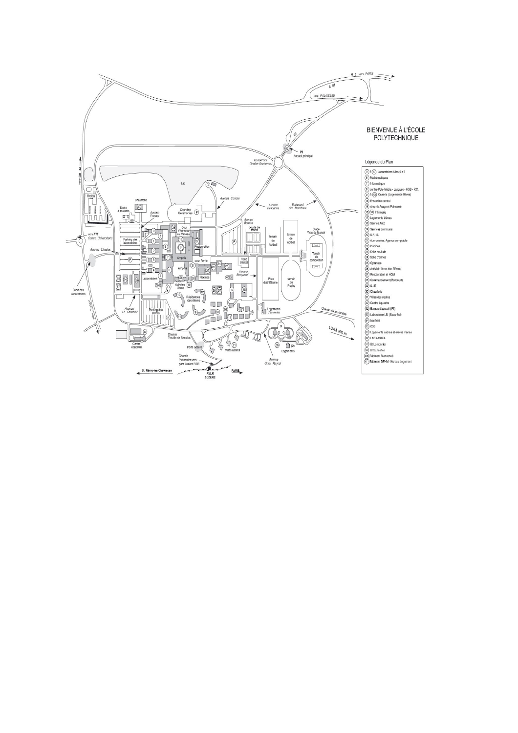BIENVENUE À L'ÉCOLE POLYTECHNIQUE

Légende du Plan

- 0 à 5 Laboratoires Ailes 0 à 5
- 6 Mathématiques
- 7 Informatique
- 8 centre Poly-Média - Langues - HSS - P.C.
- 9 à 12 Caserts (Logements élèves)
- 13 Ensemble central
- 14 Amphis Arago et Poincaré
- 15 16 Infirmerie
- 17 Logements élèves
- 18 Service Auto
- 19 Services communs
- 20 S.P.I.S.
- 21 Aumoneries, Agence comptable
- 22 Piscines
- 23 Salle de Judo
- 24 Salle d'armes
- 25 Gymnase
- 26 Activités libres des élèves
- 27 Restauration et Hôtel
- 28 Commandement (Boncourt)
- 29 S.I.E
- 30 Chaufferie
- 31 Villas des cadres
- 42 Centre équestre
- 52 Bureau d'accueil (P5)
- 60 Laboratoire LSI (Sous-Sol)
- 61 Matériel
- 62 G3S
- 66 Logements cadres et élèves mariés
- 67 LADX-CREA
- 68 Bt Lemonnier
- 69 Bt Scheiffer
- 406 Bâtiment Bienvenue
- 411 Bâtiment DFHM - Bureau Logement